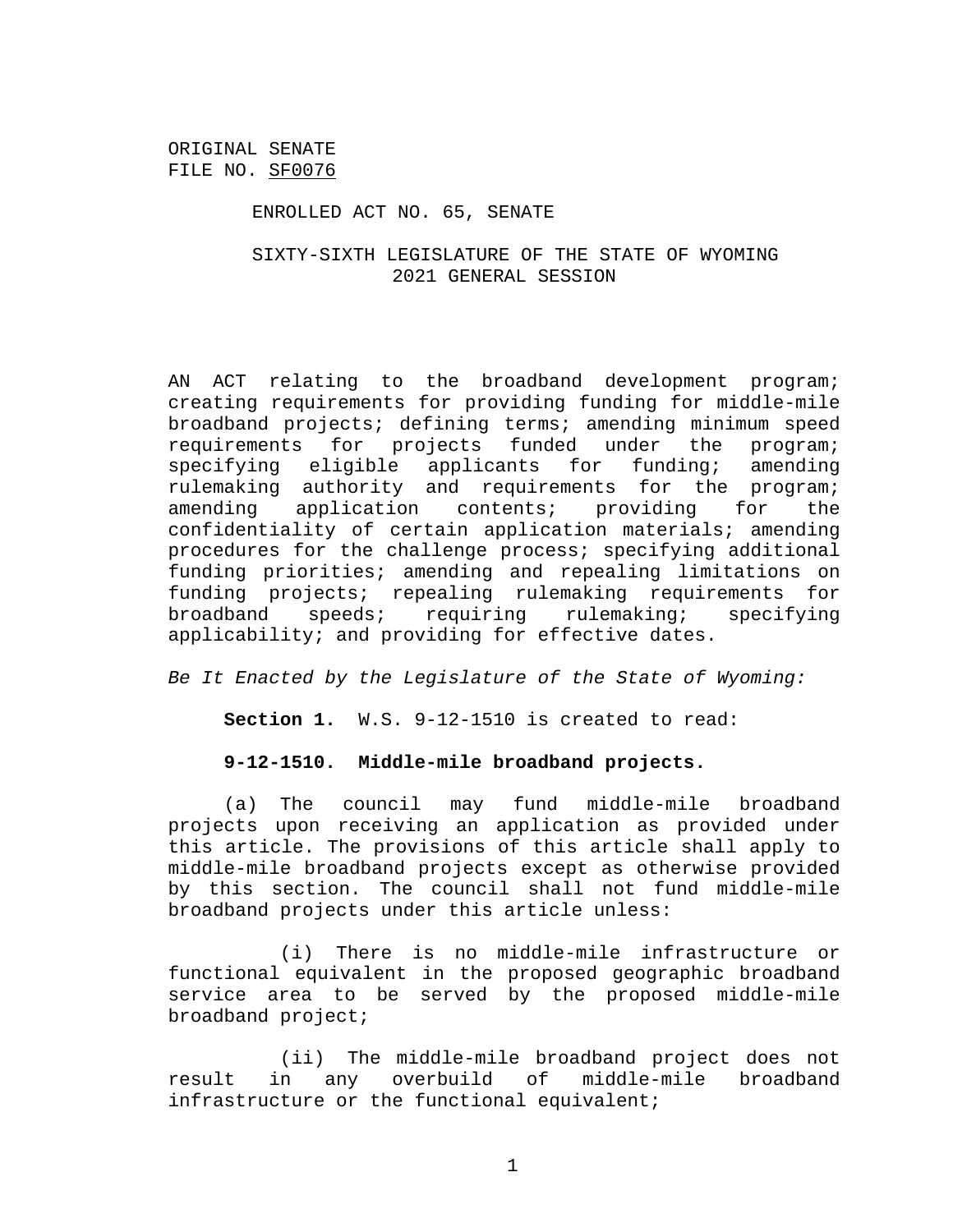ORIGINAL SENATE
FILE NO. SF0076

ENROLLED ACT NO. 65, SENATE

SIXTY-SIXTH LEGISLATURE OF THE STATE OF WYOMING
2021 GENERAL SESSION

AN ACT relating to the broadband development program; creating requirements for providing funding for middle-mile broadband projects; defining terms; amending minimum speed requirements for projects funded under the program; specifying eligible applicants for funding; amending rulemaking authority and requirements for the program; amending application contents; providing for the confidentiality of certain application materials; amending procedures for the challenge process; specifying additional funding priorities; amending and repealing limitations on funding projects; repealing rulemaking requirements for broadband speeds; requiring rulemaking; specifying applicability; and providing for effective dates.

*Be It Enacted by the Legislature of the State of Wyoming:*

**Section 1.** W.S. 9-12-1510 is created to read:

**9-12-1510. Middle-mile broadband projects.**

(a) The council may fund middle-mile broadband projects upon receiving an application as provided under this article. The provisions of this article shall apply to middle-mile broadband projects except as otherwise provided by this section. The council shall not fund middle-mile broadband projects under this article unless:

(i) There is no middle-mile infrastructure or functional equivalent in the proposed geographic broadband service area to be served by the proposed middle-mile broadband project;

(ii) The middle-mile broadband project does not result in any overbuild of middle-mile broadband infrastructure or the functional equivalent;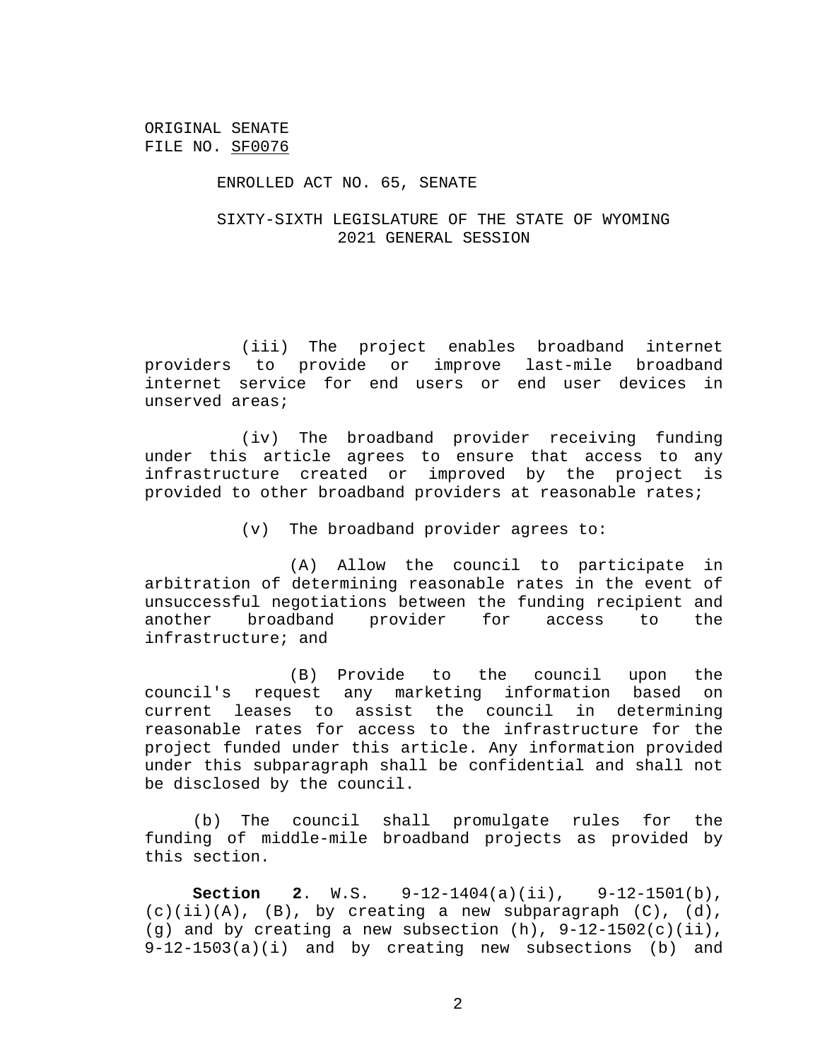ORIGINAL SENATE
FILE NO. SF0076

ENROLLED ACT NO. 65, SENATE

SIXTY-SIXTH LEGISLATURE OF THE STATE OF WYOMING
2021 GENERAL SESSION

(iii) The project enables broadband internet providers to provide or improve last-mile broadband internet service for end users or end user devices in unserved areas;

(iv) The broadband provider receiving funding under this article agrees to ensure that access to any infrastructure created or improved by the project is provided to other broadband providers at reasonable rates;

(v) The broadband provider agrees to:

(A) Allow the council to participate in arbitration of determining reasonable rates in the event of unsuccessful negotiations between the funding recipient and another broadband provider for access to the infrastructure; and

(B) Provide to the council upon the council's request any marketing information based on current leases to assist the council in determining reasonable rates for access to the infrastructure for the project funded under this article. Any information provided under this subparagraph shall be confidential and shall not be disclosed by the council.

(b) The council shall promulgate rules for the funding of middle-mile broadband projects as provided by this section.

**Section 2**. W.S. 9-12-1404(a)(ii), 9-12-1501(b), (c)(ii)(A), (B), by creating a new subparagraph (C), (d), (g) and by creating a new subsection (h), 9-12-1502(c)(ii), 9-12-1503(a)(i) and by creating new subsections (b) and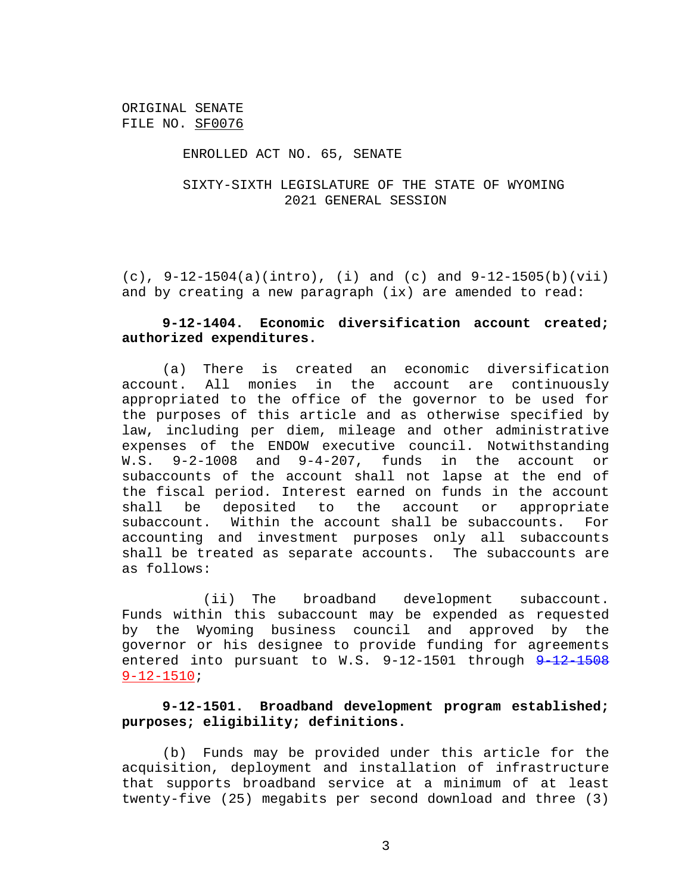ORIGINAL SENATE
FILE NO. SF0076

ENROLLED ACT NO. 65, SENATE

SIXTY-SIXTH LEGISLATURE OF THE STATE OF WYOMING
2021 GENERAL SESSION

(c), 9-12-1504(a)(intro), (i) and (c) and 9-12-1505(b)(vii) and by creating a new paragraph (ix) are amended to read:

**9-12-1404. Economic diversification account created; authorized expenditures.**

(a) There is created an economic diversification account. All monies in the account are continuously appropriated to the office of the governor to be used for the purposes of this article and as otherwise specified by law, including per diem, mileage and other administrative expenses of the ENDOW executive council. Notwithstanding W.S. 9-2-1008 and 9-4-207, funds in the account or subaccounts of the account shall not lapse at the end of the fiscal period. Interest earned on funds in the account shall be deposited to the account or appropriate subaccount. Within the account shall be subaccounts. For accounting and investment purposes only all subaccounts shall be treated as separate accounts. The subaccounts are as follows:

(ii) The broadband development subaccount. Funds within this subaccount may be expended as requested by the Wyoming business council and approved by the governor or his designee to provide funding for agreements entered into pursuant to W.S. 9-12-1501 through ~~9-12-1508~~ 9-12-1510;

**9-12-1501. Broadband development program established; purposes; eligibility; definitions.**

(b) Funds may be provided under this article for the acquisition, deployment and installation of infrastructure that supports broadband service at a minimum of at least twenty-five (25) megabits per second download and three (3)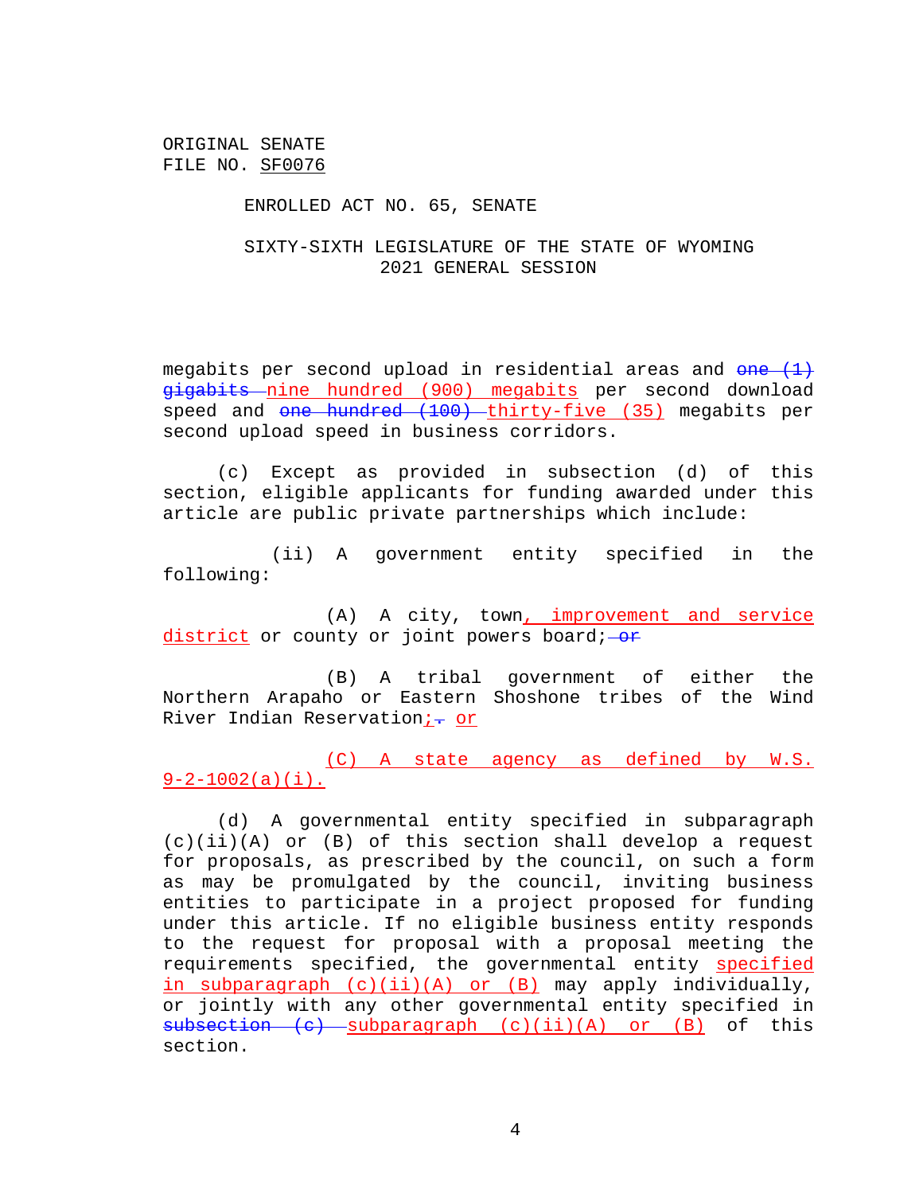ORIGINAL SENATE
FILE NO. SF0076

ENROLLED ACT NO. 65, SENATE

SIXTY-SIXTH LEGISLATURE OF THE STATE OF WYOMING
2021 GENERAL SESSION

megabits per second upload in residential areas and ~~one (1) gigabits~~ nine hundred (900) megabits per second download speed and ~~one hundred (100)~~ thirty-five (35) megabits per second upload speed in business corridors.

(c) Except as provided in subsection (d) of this section, eligible applicants for funding awarded under this article are public private partnerships which include:

(ii) A government entity specified in the following:

(A) A city, town, improvement and service district or county or joint powers board; ~~or~~

(B) A tribal government of either the Northern Arapaho or Eastern Shoshone tribes of the Wind River Indian Reservation; ~~.~~ or

(C) A state agency as defined by W.S. 9-2-1002(a)(i).

(d) A governmental entity specified in subparagraph (c)(ii)(A) or (B) of this section shall develop a request for proposals, as prescribed by the council, on such a form as may be promulgated by the council, inviting business entities to participate in a project proposed for funding under this article. If no eligible business entity responds to the request for proposal with a proposal meeting the requirements specified, the governmental entity specified in subparagraph (c)(ii)(A) or (B) may apply individually, or jointly with any other governmental entity specified in ~~subsection (c)~~ subparagraph (c)(ii)(A) or (B) of this section.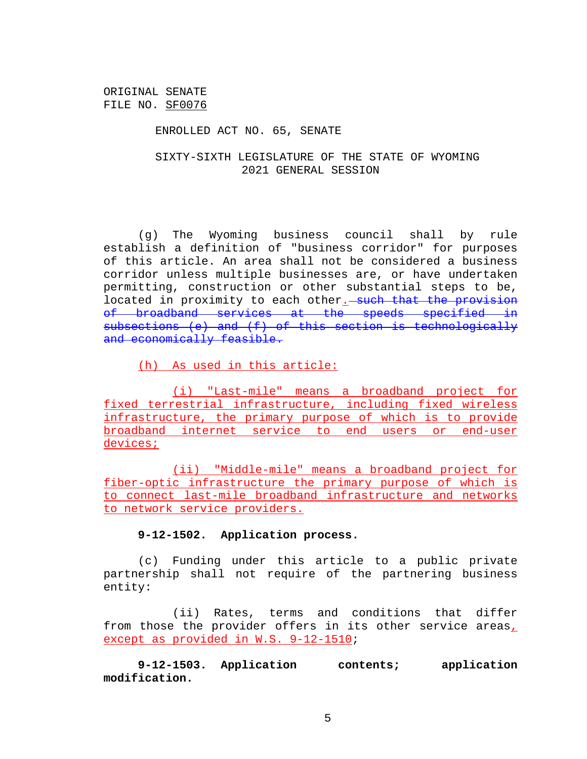ORIGINAL SENATE
FILE NO. SF0076

ENROLLED ACT NO. 65, SENATE

SIXTY-SIXTH LEGISLATURE OF THE STATE OF WYOMING
2021 GENERAL SESSION

(g) The Wyoming business council shall by rule establish a definition of "business corridor" for purposes of this article. An area shall not be considered a business corridor unless multiple businesses are, or have undertaken permitting, construction or other substantial steps to be, located in proximity to each other. ~~such that the provision of broadband services at the speeds specified in subsections (e) and (f) of this section is technologically and economically feasible.~~

(h) As used in this article:

(i) "Last-mile" means a broadband project for fixed terrestrial infrastructure, including fixed wireless infrastructure, the primary purpose of which is to provide broadband internet service to end users or end-user devices;

(ii) "Middle-mile" means a broadband project for fiber-optic infrastructure the primary purpose of which is to connect last-mile broadband infrastructure and networks to network service providers.

**9-12-1502. Application process.**

(c) Funding under this article to a public private partnership shall not require of the partnering business entity:

(ii) Rates, terms and conditions that differ from those the provider offers in its other service areas, except as provided in W.S. 9-12-1510;

**9-12-1503. Application contents; application modification.**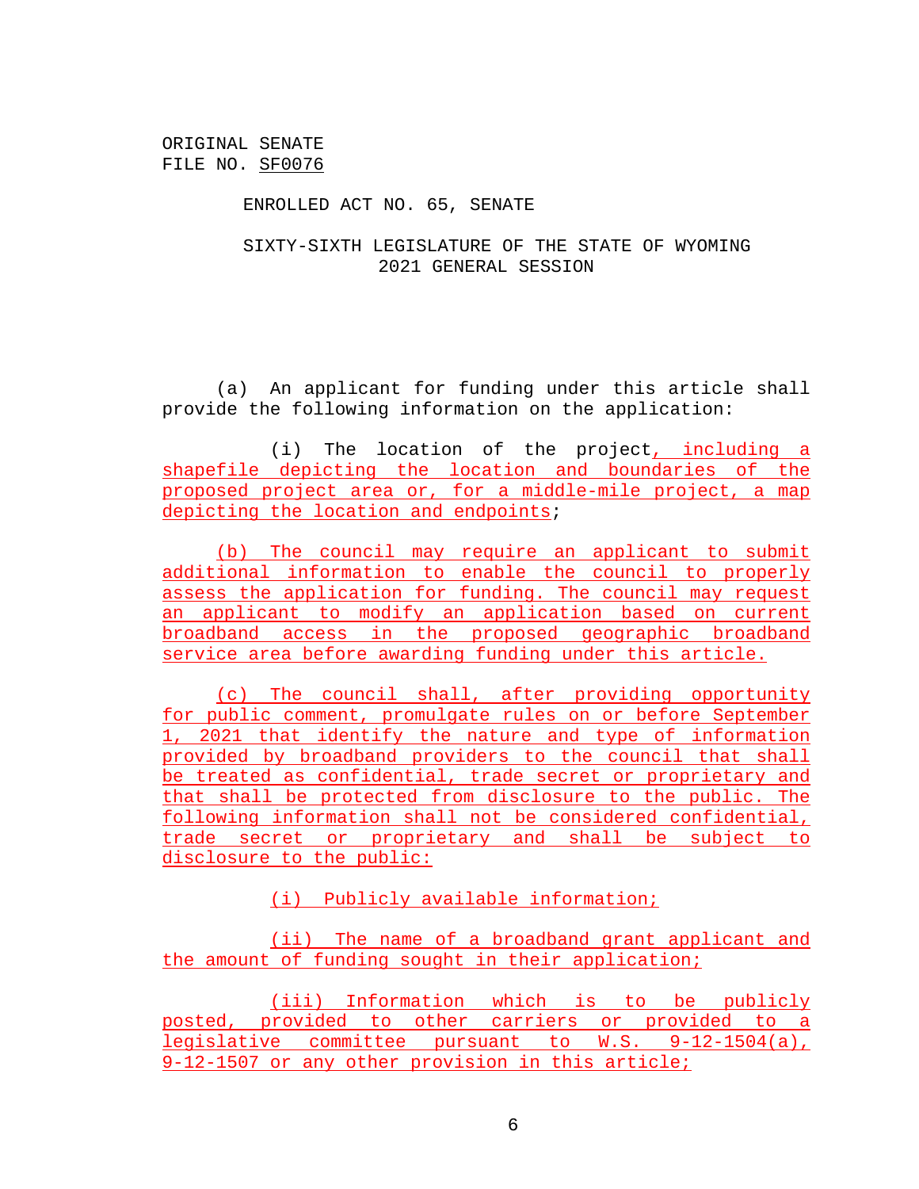ORIGINAL SENATE
FILE NO. SF0076

ENROLLED ACT NO. 65, SENATE

SIXTY-SIXTH LEGISLATURE OF THE STATE OF WYOMING
2021 GENERAL SESSION

(a) An applicant for funding under this article shall provide the following information on the application:

(i) The location of the project, including a shapefile depicting the location and boundaries of the proposed project area or, for a middle-mile project, a map depicting the location and endpoints;

(b) The council may require an applicant to submit additional information to enable the council to properly assess the application for funding. The council may request an applicant to modify an application based on current broadband access in the proposed geographic broadband service area before awarding funding under this article.

(c) The council shall, after providing opportunity for public comment, promulgate rules on or before September 1, 2021 that identify the nature and type of information provided by broadband providers to the council that shall be treated as confidential, trade secret or proprietary and that shall be protected from disclosure to the public. The following information shall not be considered confidential, trade secret or proprietary and shall be subject to disclosure to the public:

(i) Publicly available information;

(ii) The name of a broadband grant applicant and the amount of funding sought in their application;

(iii) Information which is to be publicly posted, provided to other carriers or provided to a legislative committee pursuant to W.S. 9-12-1504(a), 9-12-1507 or any other provision in this article;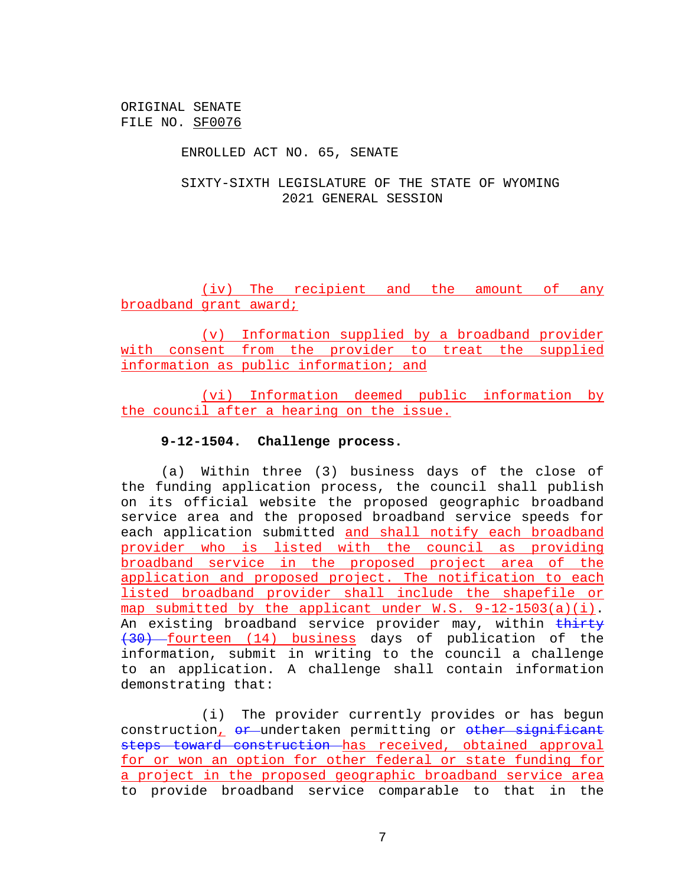ORIGINAL SENATE
FILE NO. SF0076

ENROLLED ACT NO. 65, SENATE

SIXTY-SIXTH LEGISLATURE OF THE STATE OF WYOMING
2021 GENERAL SESSION

(iv) The recipient and the amount of any broadband grant award;

(v) Information supplied by a broadband provider with consent from the provider to treat the supplied information as public information; and

(vi) Information deemed public information by the council after a hearing on the issue.

**9-12-1504. Challenge process.**

(a) Within three (3) business days of the close of the funding application process, the council shall publish on its official website the proposed geographic broadband service area and the proposed broadband service speeds for each application submitted and shall notify each broadband provider who is listed with the council as providing broadband service in the proposed project area of the application and proposed project. The notification to each listed broadband provider shall include the shapefile or map submitted by the applicant under W.S. 9-12-1503(a)(i). An existing broadband service provider may, within ~~thirty (30)~~ fourteen (14) business days of publication of the information, submit in writing to the council a challenge to an application. A challenge shall contain information demonstrating that:

(i) The provider currently provides or has begun construction, ~~or~~ undertaken permitting or ~~other significant steps toward construction~~ has received, obtained approval for or won an option for other federal or state funding for a project in the proposed geographic broadband service area to provide broadband service comparable to that in the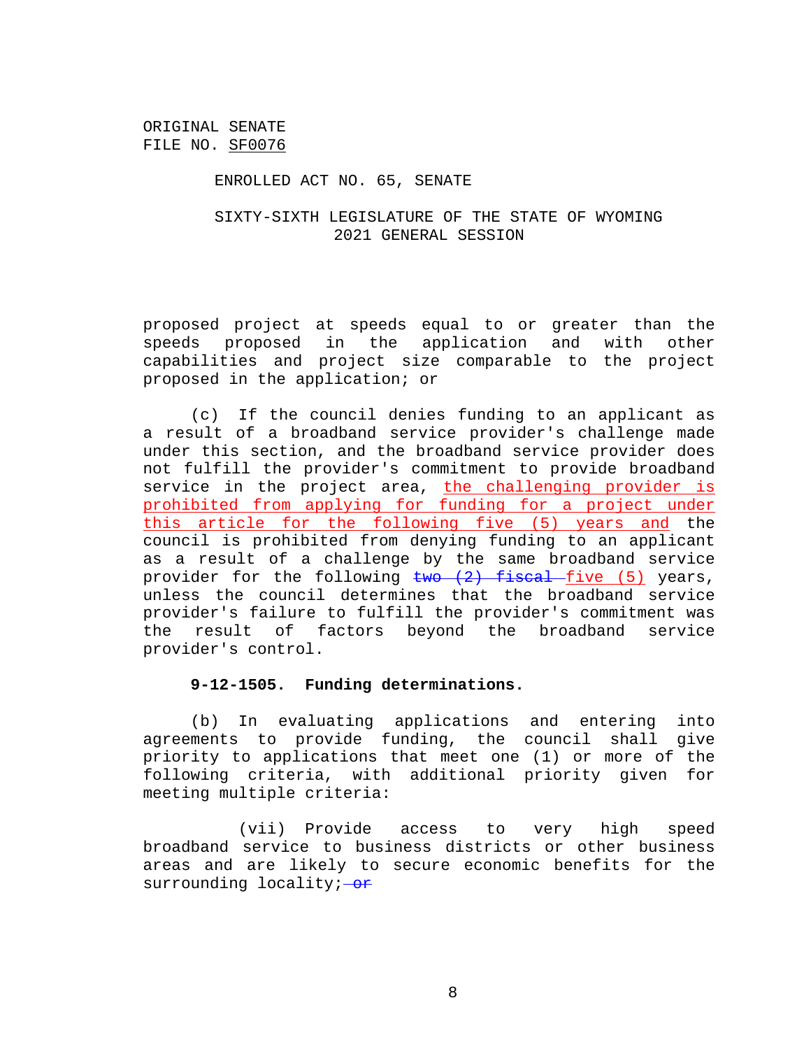proposed project at speeds equal to or greater than the speeds proposed in the application and with other capabilities and project size comparable to the project proposed in the application; or

(c) If the council denies funding to an applicant as a result of a broadband service provider's challenge made under this section, and the broadband service provider does not fulfill the provider's commitment to provide broadband service in the project area, <u>the challenging provider is prohibited from applying for funding for a project under this article for the following five (5) years and</u> the council is prohibited from denying funding to an applicant as a result of a challenge by the same broadband service provider for the following ~~two (2) fiscal~~ <u>five (5)</u> years, unless the council determines that the broadband service provider's failure to fulfill the provider's commitment was the result of factors beyond the broadband service provider's control.

**9-12-1505. Funding determinations.**

(b) In evaluating applications and entering into agreements to provide funding, the council shall give priority to applications that meet one (1) or more of the following criteria, with additional priority given for meeting multiple criteria:

(vii) Provide access to very high speed broadband service to business districts or other business areas and are likely to secure economic benefits for the surrounding locality;~~ or~~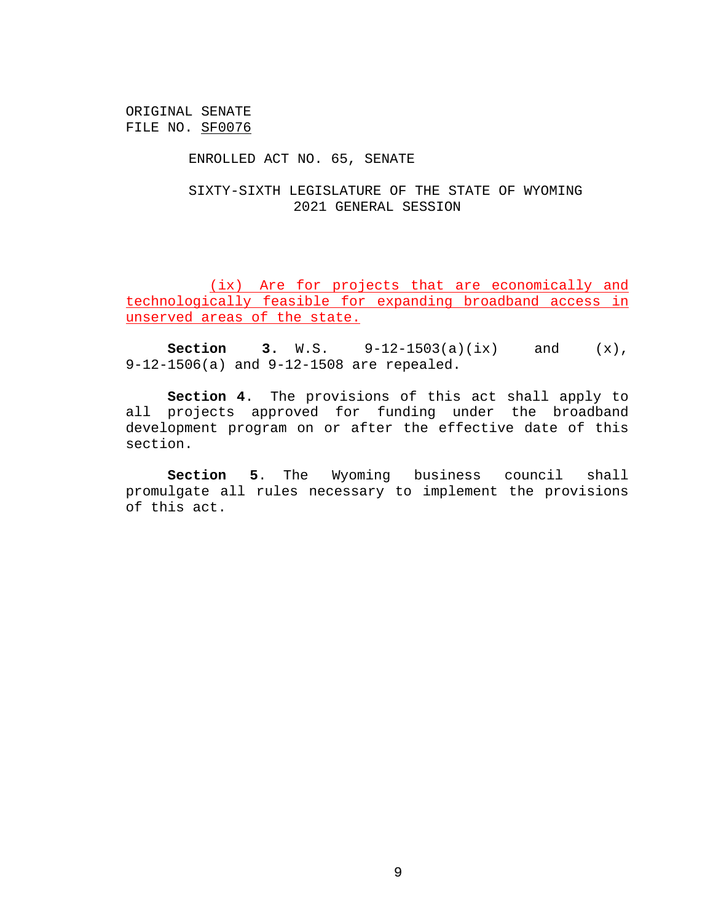ORIGINAL SENATE
FILE NO. SF0076

ENROLLED ACT NO. 65, SENATE

SIXTY-SIXTH LEGISLATURE OF THE STATE OF WYOMING
2021 GENERAL SESSION

(ix) Are for projects that are economically and technologically feasible for expanding broadband access in unserved areas of the state.

**Section 3.** W.S. 9-12-1503(a)(ix) and (x), 9-12-1506(a) and 9-12-1508 are repealed.

**Section 4**. The provisions of this act shall apply to all projects approved for funding under the broadband development program on or after the effective date of this section.

**Section 5**. The Wyoming business council shall promulgate all rules necessary to implement the provisions of this act.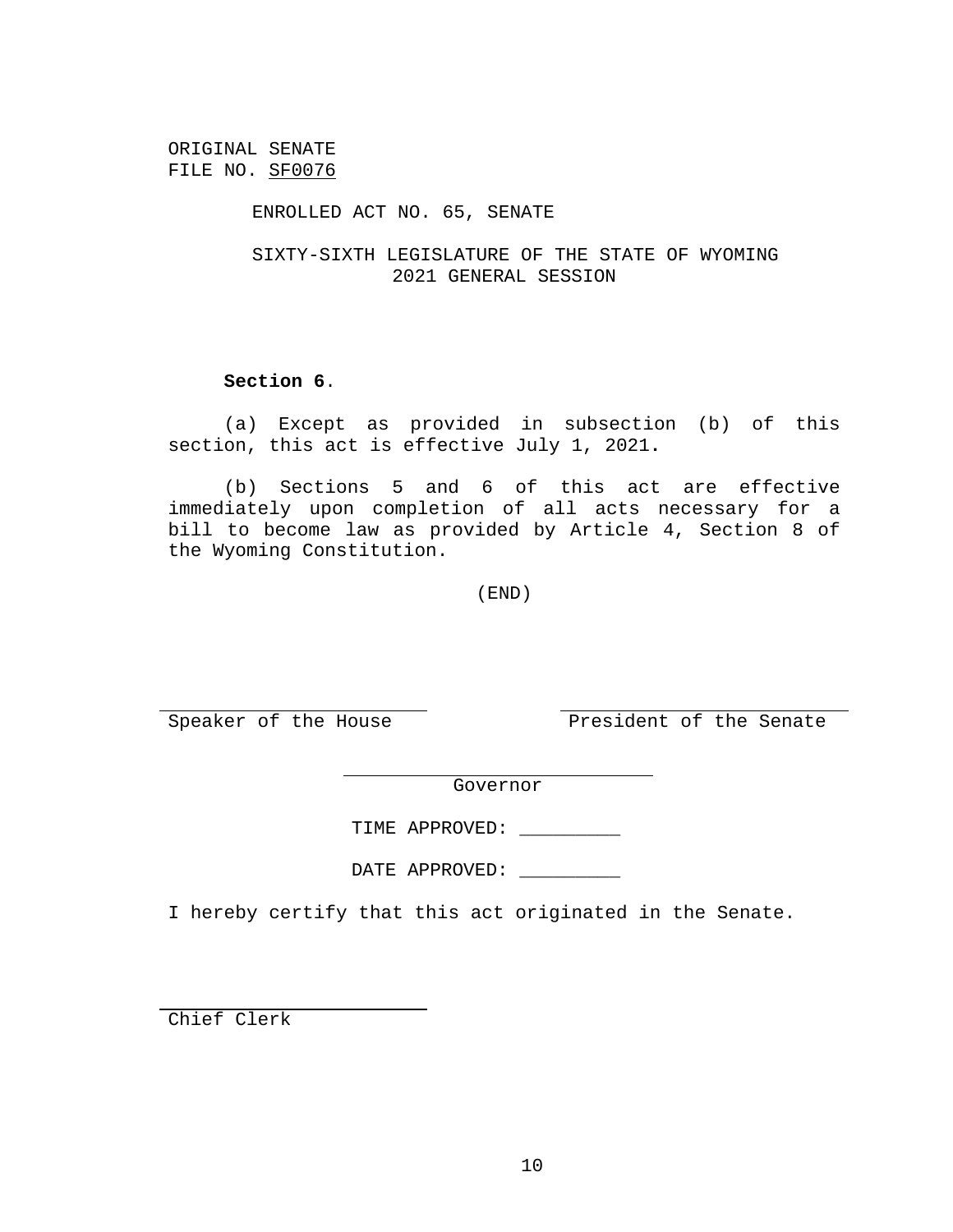ORIGINAL SENATE
FILE NO. SF0076

ENROLLED ACT NO. 65, SENATE

SIXTY-SIXTH LEGISLATURE OF THE STATE OF WYOMING
2021 GENERAL SESSION

**Section 6**.

(a) Except as provided in subsection (b) of this section, this act is effective July 1, 2021.

(b) Sections 5 and 6 of this act are effective immediately upon completion of all acts necessary for a bill to become law as provided by Article 4, Section 8 of the Wyoming Constitution.

(END)

Speaker of the House

President of the Senate

Governor

TIME APPROVED: _________

DATE APPROVED: _________

I hereby certify that this act originated in the Senate.

Chief Clerk